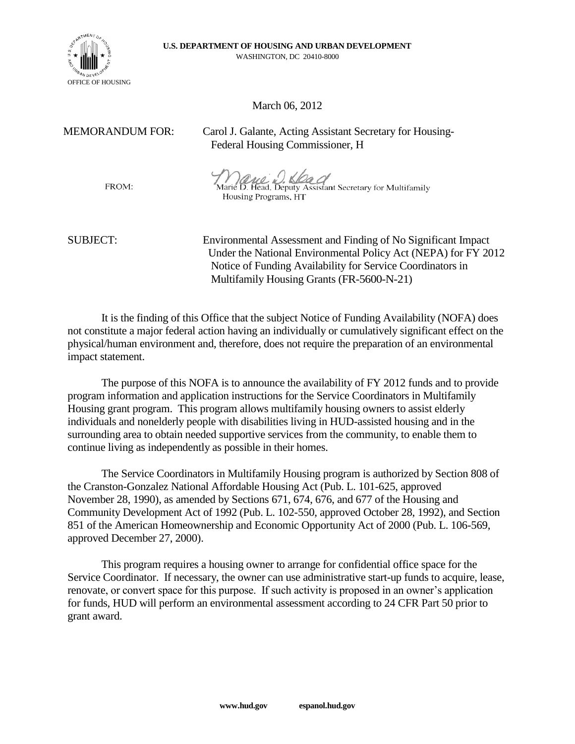**U.S. DEPARTMENT OF HOUSING AND URBAN DEVELOPMENT**
WASHINGTON, DC 20410-8000

OFFICE OF HOUSING

March 06, 2012

MEMORANDUM FOR: Carol J. Galante, Acting Assistant Secretary for Housing-Federal Housing Commissioner, H

FROM: Marie D. Head, Deputy Assistant Secretary for Multifamily Housing Programs, HT

SUBJECT: Environmental Assessment and Finding of No Significant Impact Under the National Environmental Policy Act (NEPA) for FY 2012 Notice of Funding Availability for Service Coordinators in Multifamily Housing Grants (FR-5600-N-21)

It is the finding of this Office that the subject Notice of Funding Availability (NOFA) does not constitute a major federal action having an individually or cumulatively significant effect on the physical/human environment and, therefore, does not require the preparation of an environmental impact statement.

The purpose of this NOFA is to announce the availability of FY 2012 funds and to provide program information and application instructions for the Service Coordinators in Multifamily Housing grant program. This program allows multifamily housing owners to assist elderly individuals and nonelderly people with disabilities living in HUD-assisted housing and in the surrounding area to obtain needed supportive services from the community, to enable them to continue living as independently as possible in their homes.

The Service Coordinators in Multifamily Housing program is authorized by Section 808 of the Cranston-Gonzalez National Affordable Housing Act (Pub. L. 101-625, approved November 28, 1990), as amended by Sections 671, 674, 676, and 677 of the Housing and Community Development Act of 1992 (Pub. L. 102-550, approved October 28, 1992), and Section 851 of the American Homeownership and Economic Opportunity Act of 2000 (Pub. L. 106-569, approved December 27, 2000).

This program requires a housing owner to arrange for confidential office space for the Service Coordinator. If necessary, the owner can use administrative start-up funds to acquire, lease, renovate, or convert space for this purpose. If such activity is proposed in an owner's application for funds, HUD will perform an environmental assessment according to 24 CFR Part 50 prior to grant award.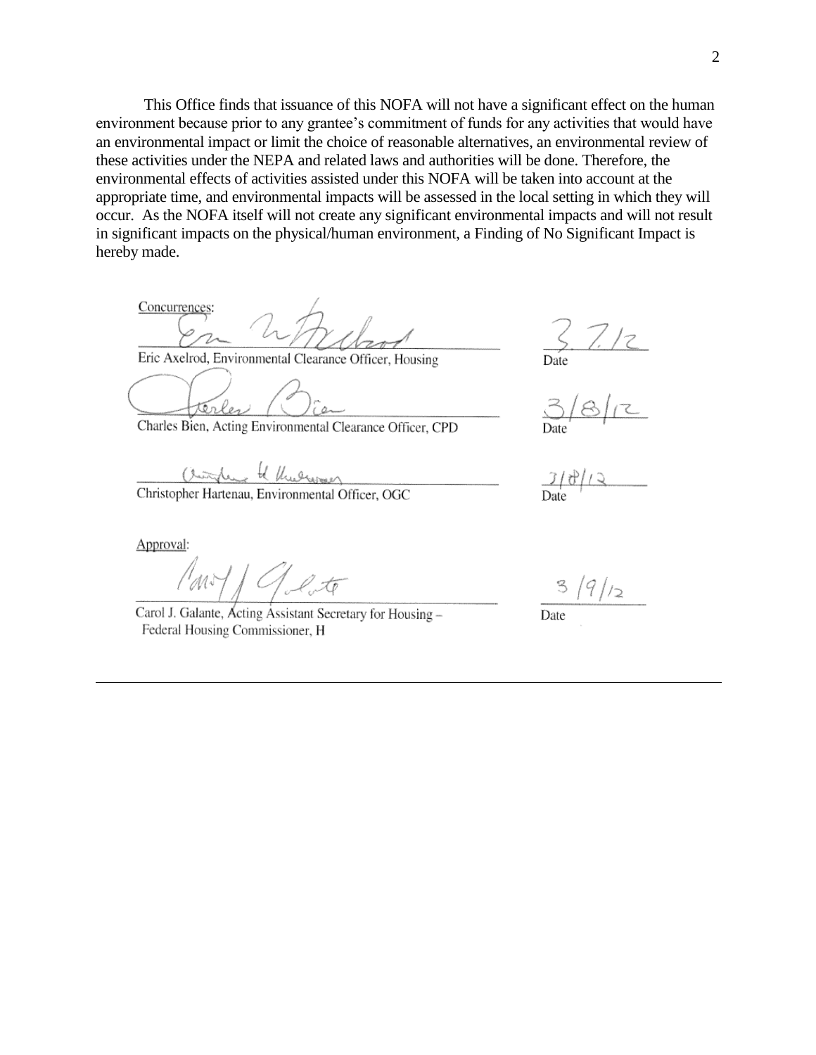This Office finds that issuance of this NOFA will not have a significant effect on the human environment because prior to any grantee's commitment of funds for any activities that would have an environmental impact or limit the choice of reasonable alternatives, an environmental review of these activities under the NEPA and related laws and authorities will be done. Therefore, the environmental effects of activities assisted under this NOFA will be taken into account at the appropriate time, and environmental impacts will be assessed in the local setting in which they will occur. As the NOFA itself will not create any significant environmental impacts and will not result in significant impacts on the physical/human environment, a Finding of No Significant Impact is hereby made.

Concurrences:

Eric Axelrod, Environmental Clearance Officer, Housing — Date: 3.7.12

Charles Bien, Acting Environmental Clearance Officer, CPD — Date: 3/8/12

Christopher Hartenau, Environmental Officer, OGC — Date: 3/8/12

Approval:

Carol J. Galante, Acting Assistant Secretary for Housing – Federal Housing Commissioner, H — Date: 3/9/12